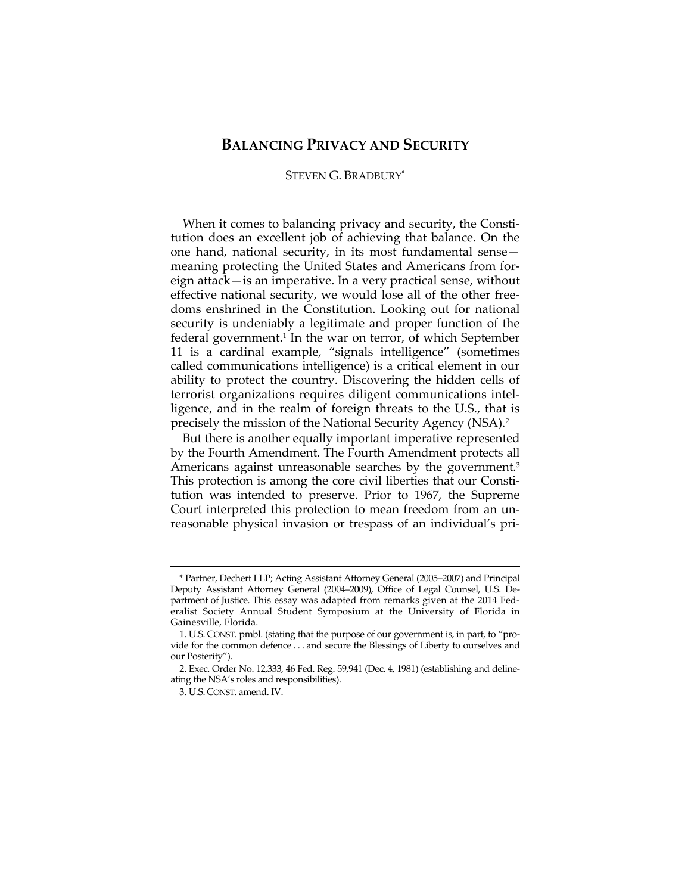# BALANCING PRIVACY AND SECURITY

STEVEN G. BRADBURY*

When it comes to balancing privacy and security, the Constitution does an excellent job of achieving that balance. On the one hand, national security, in its most fundamental sense—meaning protecting the United States and Americans from foreign attack—is an imperative. In a very practical sense, without effective national security, we would lose all of the other freedoms enshrined in the Constitution. Looking out for national security is undeniably a legitimate and proper function of the federal government.[1] In the war on terror, of which September 11 is a cardinal example, "signals intelligence" (sometimes called communications intelligence) is a critical element in our ability to protect the country. Discovering the hidden cells of terrorist organizations requires diligent communications intelligence, and in the realm of foreign threats to the U.S., that is precisely the mission of the National Security Agency (NSA).[2]

But there is another equally important imperative represented by the Fourth Amendment. The Fourth Amendment protects all Americans against unreasonable searches by the government.[3] This protection is among the core civil liberties that our Constitution was intended to preserve. Prior to 1967, the Supreme Court interpreted this protection to mean freedom from an unreasonable physical invasion or trespass of an individual's pri-

---

\* Partner, Dechert LLP; Acting Assistant Attorney General (2005–2007) and Principal Deputy Assistant Attorney General (2004–2009), Office of Legal Counsel, U.S. Department of Justice. This essay was adapted from remarks given at the 2014 Federalist Society Annual Student Symposium at the University of Florida in Gainesville, Florida.

1. U.S. CONST. pmbl. (stating that the purpose of our government is, in part, to "provide for the common defence . . . and secure the Blessings of Liberty to ourselves and our Posterity").

2. Exec. Order No. 12,333, 46 Fed. Reg. 59,941 (Dec. 4, 1981) (establishing and delineating the NSA's roles and responsibilities).

3. U.S. CONST. amend. IV.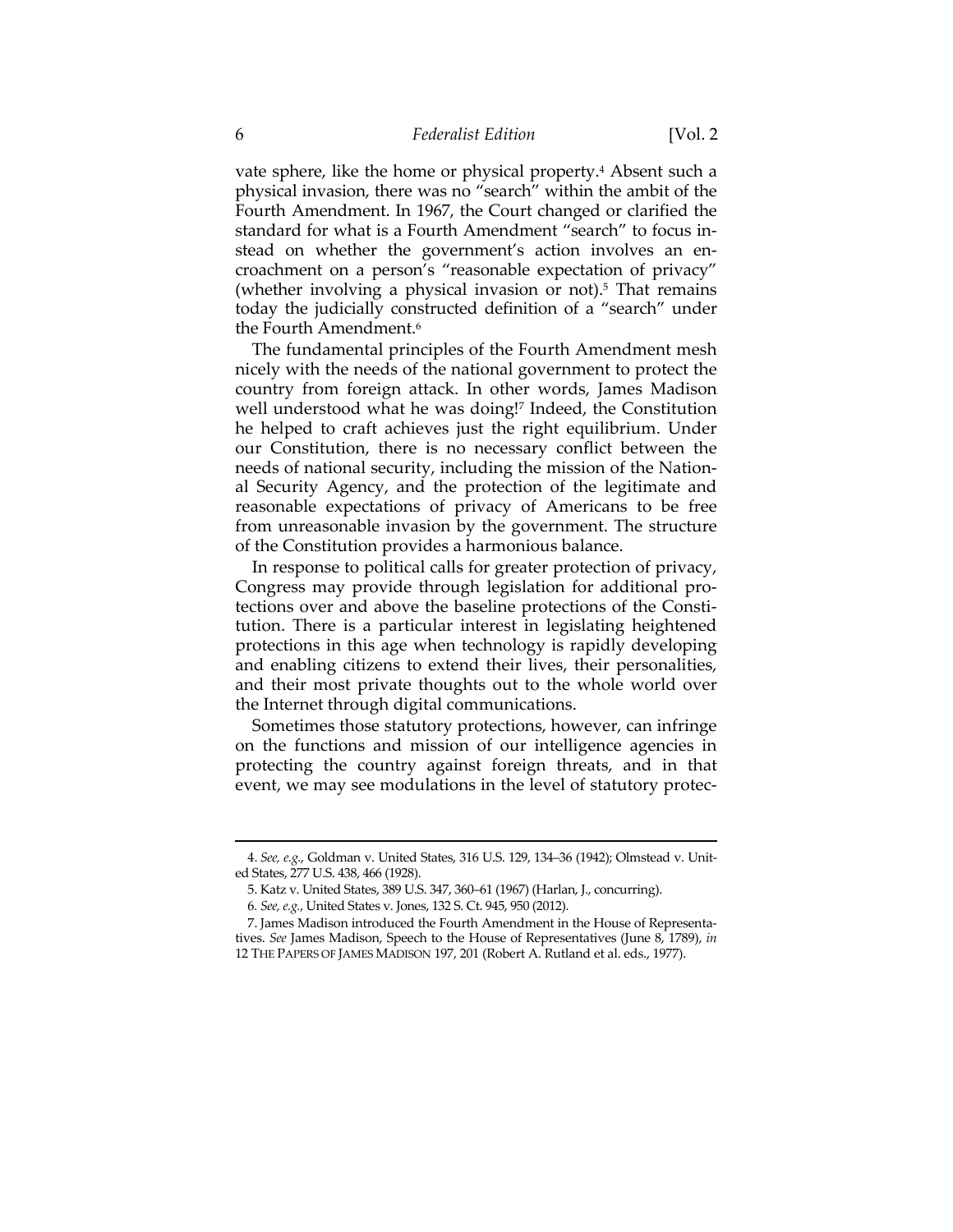vate sphere, like the home or physical property.[4] Absent such a physical invasion, there was no "search" within the ambit of the Fourth Amendment. In 1967, the Court changed or clarified the standard for what is a Fourth Amendment "search" to focus instead on whether the government's action involves an encroachment on a person's "reasonable expectation of privacy" (whether involving a physical invasion or not).[5] That remains today the judicially constructed definition of a "search" under the Fourth Amendment.[6]

The fundamental principles of the Fourth Amendment mesh nicely with the needs of the national government to protect the country from foreign attack. In other words, James Madison well understood what he was doing![7] Indeed, the Constitution he helped to craft achieves just the right equilibrium. Under our Constitution, there is no necessary conflict between the needs of national security, including the mission of the National Security Agency, and the protection of the legitimate and reasonable expectations of privacy of Americans to be free from unreasonable invasion by the government. The structure of the Constitution provides a harmonious balance.

In response to political calls for greater protection of privacy, Congress may provide through legislation for additional protections over and above the baseline protections of the Constitution. There is a particular interest in legislating heightened protections in this age when technology is rapidly developing and enabling citizens to extend their lives, their personalities, and their most private thoughts out to the whole world over the Internet through digital communications.

Sometimes those statutory protections, however, can infringe on the functions and mission of our intelligence agencies in protecting the country against foreign threats, and in that event, we may see modulations in the level of statutory protec-

---

4. *See, e.g.*, Goldman v. United States, 316 U.S. 129, 134–36 (1942); Olmstead v. United States, 277 U.S. 438, 466 (1928).

5. Katz v. United States, 389 U.S. 347, 360–61 (1967) (Harlan, J., concurring).

6. *See, e.g.*, United States v. Jones, 132 S. Ct. 945, 950 (2012).

7. James Madison introduced the Fourth Amendment in the House of Representatives. *See* James Madison, Speech to the House of Representatives (June 8, 1789), *in* 12 THE PAPERS OF JAMES MADISON 197, 201 (Robert A. Rutland et al. eds., 1977).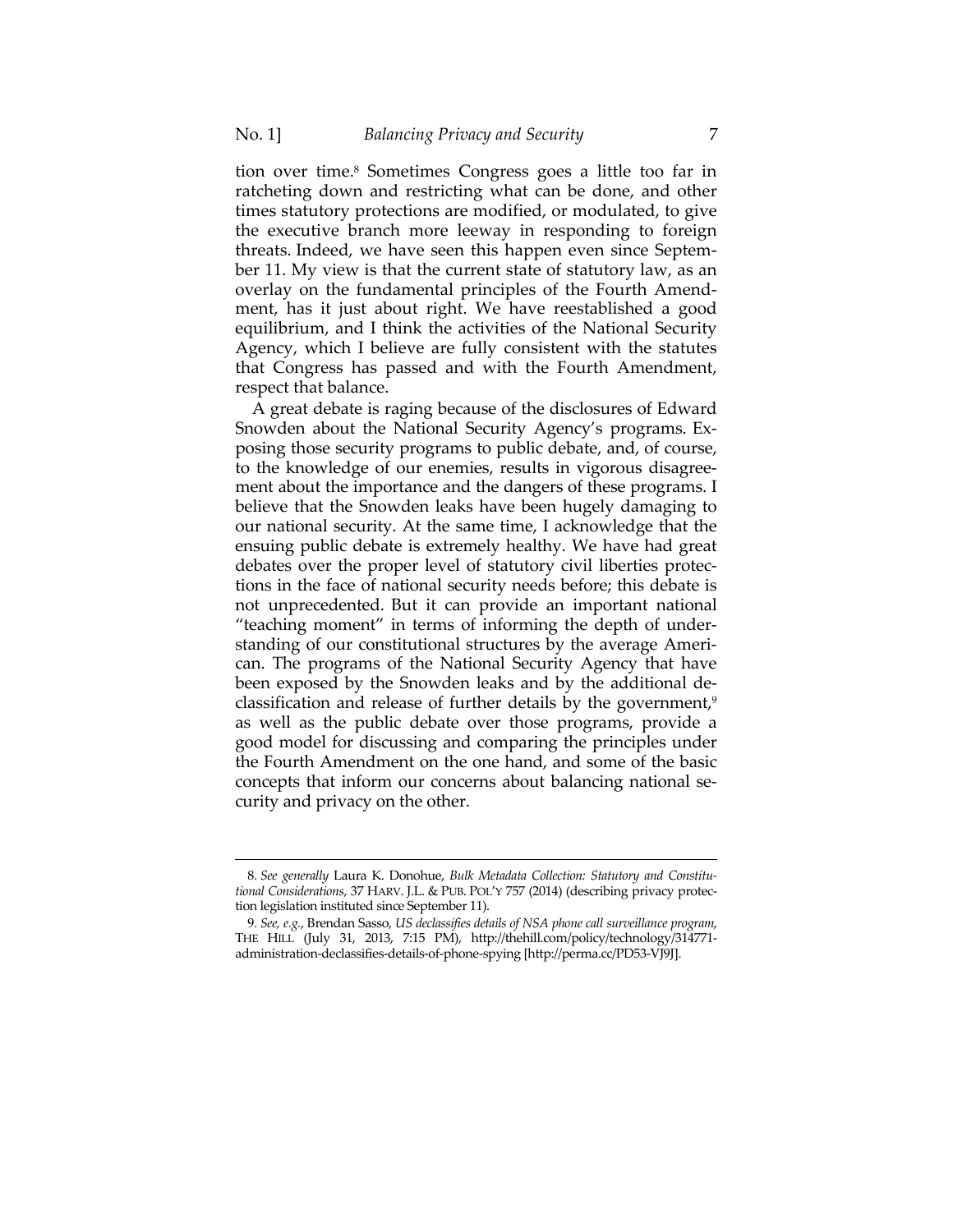tion over time.[8] Sometimes Congress goes a little too far in ratcheting down and restricting what can be done, and other times statutory protections are modified, or modulated, to give the executive branch more leeway in responding to foreign threats. Indeed, we have seen this happen even since September 11. My view is that the current state of statutory law, as an overlay on the fundamental principles of the Fourth Amendment, has it just about right. We have reestablished a good equilibrium, and I think the activities of the National Security Agency, which I believe are fully consistent with the statutes that Congress has passed and with the Fourth Amendment, respect that balance.

A great debate is raging because of the disclosures of Edward Snowden about the National Security Agency's programs. Exposing those security programs to public debate, and, of course, to the knowledge of our enemies, results in vigorous disagreement about the importance and the dangers of these programs. I believe that the Snowden leaks have been hugely damaging to our national security. At the same time, I acknowledge that the ensuing public debate is extremely healthy. We have had great debates over the proper level of statutory civil liberties protections in the face of national security needs before; this debate is not unprecedented. But it can provide an important national "teaching moment" in terms of informing the depth of understanding of our constitutional structures by the average American. The programs of the National Security Agency that have been exposed by the Snowden leaks and by the additional declassification and release of further details by the government,[9] as well as the public debate over those programs, provide a good model for discussing and comparing the principles under the Fourth Amendment on the one hand, and some of the basic concepts that inform our concerns about balancing national security and privacy on the other.

---

8. *See generally* Laura K. Donohue, *Bulk Metadata Collection: Statutory and Constitutional Considerations*, 37 HARV. J.L. & PUB. POL'Y 757 (2014) (describing privacy protection legislation instituted since September 11).

9. *See, e.g.*, Brendan Sasso, *US declassifies details of NSA phone call surveillance program*, THE HILL (July 31, 2013, 7:15 PM), http://thehill.com/policy/technology/314771-administration-declassifies-details-of-phone-spying [http://perma.cc/PD53-VJ9J].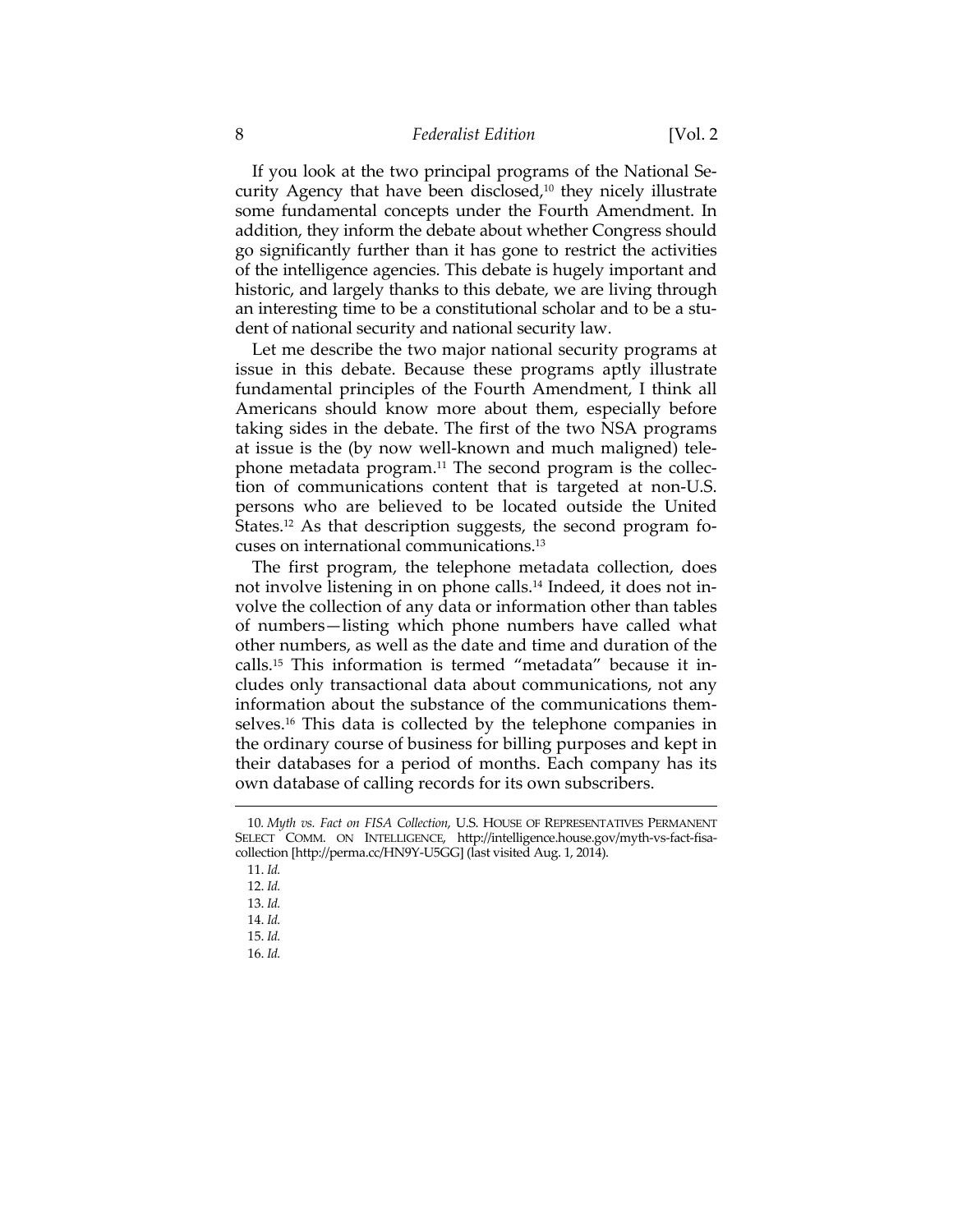If you look at the two principal programs of the National Security Agency that have been disclosed,[10] they nicely illustrate some fundamental concepts under the Fourth Amendment. In addition, they inform the debate about whether Congress should go significantly further than it has gone to restrict the activities of the intelligence agencies. This debate is hugely important and historic, and largely thanks to this debate, we are living through an interesting time to be a constitutional scholar and to be a student of national security and national security law.

Let me describe the two major national security programs at issue in this debate. Because these programs aptly illustrate fundamental principles of the Fourth Amendment, I think all Americans should know more about them, especially before taking sides in the debate. The first of the two NSA programs at issue is the (by now well-known and much maligned) telephone metadata program.[11] The second program is the collection of communications content that is targeted at non-U.S. persons who are believed to be located outside the United States.[12] As that description suggests, the second program focuses on international communications.[13]

The first program, the telephone metadata collection, does not involve listening in on phone calls.[14] Indeed, it does not involve the collection of any data or information other than tables of numbers—listing which phone numbers have called what other numbers, as well as the date and time and duration of the calls.[15] This information is termed "metadata" because it includes only transactional data about communications, not any information about the substance of the communications themselves.[16] This data is collected by the telephone companies in the ordinary course of business for billing purposes and kept in their databases for a period of months. Each company has its own database of calling records for its own subscribers.

---

10. *Myth vs. Fact on FISA Collection*, U.S. HOUSE OF REPRESENTATIVES PERMANENT SELECT COMM. ON INTELLIGENCE, http://intelligence.house.gov/myth-vs-fact-fisa-collection [http://perma.cc/HN9Y-U5GG] (last visited Aug. 1, 2014).

11. *Id.*

12. *Id.*

13. *Id.*

14. *Id.*

15. *Id.*

16. *Id.*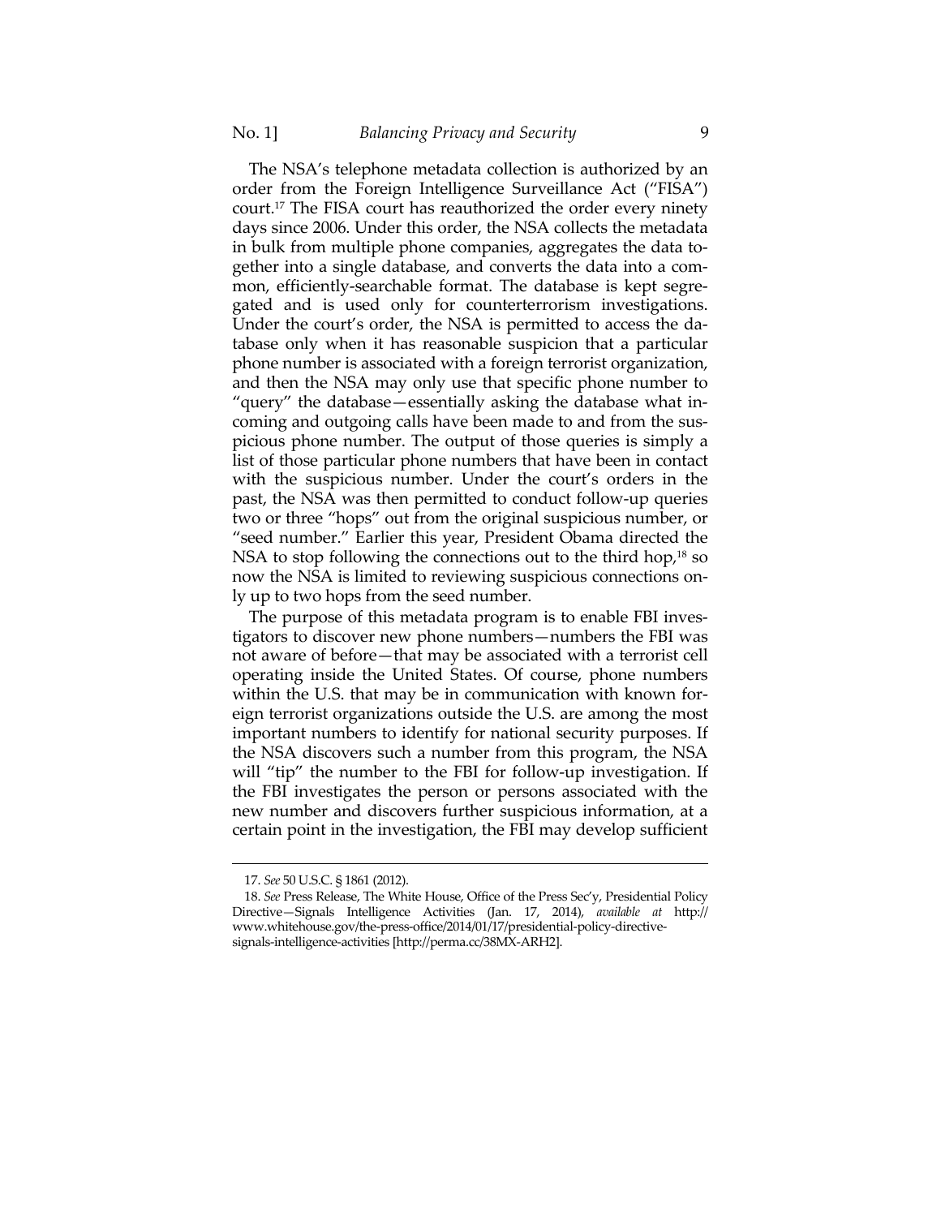The NSA's telephone metadata collection is authorized by an order from the Foreign Intelligence Surveillance Act ("FISA") court.[17] The FISA court has reauthorized the order every ninety days since 2006. Under this order, the NSA collects the metadata in bulk from multiple phone companies, aggregates the data together into a single database, and converts the data into a common, efficiently-searchable format. The database is kept segregated and is used only for counterterrorism investigations. Under the court's order, the NSA is permitted to access the database only when it has reasonable suspicion that a particular phone number is associated with a foreign terrorist organization, and then the NSA may only use that specific phone number to "query" the database—essentially asking the database what incoming and outgoing calls have been made to and from the suspicious phone number. The output of those queries is simply a list of those particular phone numbers that have been in contact with the suspicious number. Under the court's orders in the past, the NSA was then permitted to conduct follow-up queries two or three "hops" out from the original suspicious number, or "seed number." Earlier this year, President Obama directed the NSA to stop following the connections out to the third hop,[18] so now the NSA is limited to reviewing suspicious connections only up to two hops from the seed number.

The purpose of this metadata program is to enable FBI investigators to discover new phone numbers—numbers the FBI was not aware of before—that may be associated with a terrorist cell operating inside the United States. Of course, phone numbers within the U.S. that may be in communication with known foreign terrorist organizations outside the U.S. are among the most important numbers to identify for national security purposes. If the NSA discovers such a number from this program, the NSA will "tip" the number to the FBI for follow-up investigation. If the FBI investigates the person or persons associated with the new number and discovers further suspicious information, at a certain point in the investigation, the FBI may develop sufficient

---

17. *See* 50 U.S.C. § 1861 (2012).

18. *See* Press Release, The White House, Office of the Press Sec'y, Presidential Policy Directive—Signals Intelligence Activities (Jan. 17, 2014), *available at* http://www.whitehouse.gov/the-press-office/2014/01/17/presidential-policy-directive-signals-intelligence-activities [http://perma.cc/38MX-ARH2].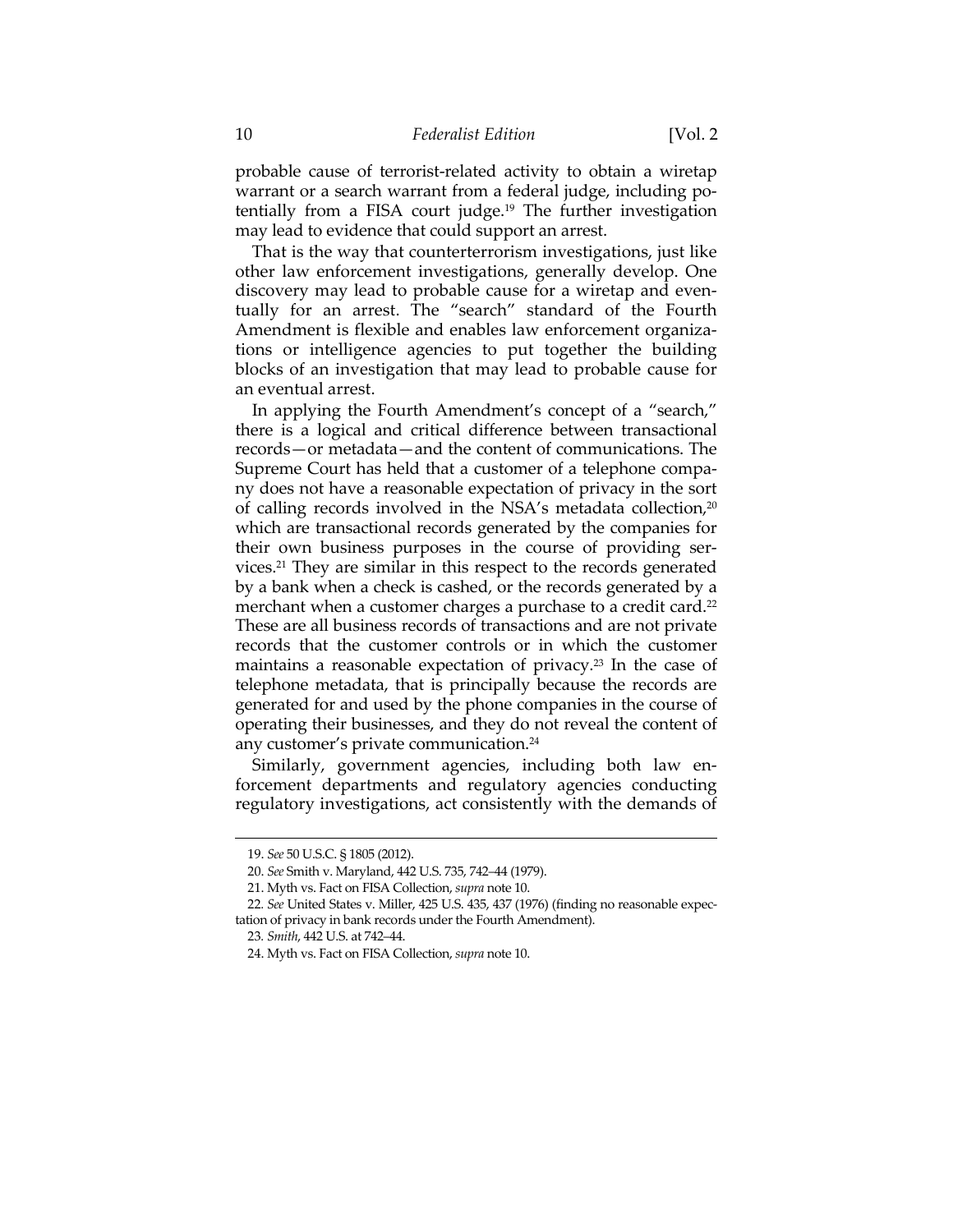probable cause of terrorist-related activity to obtain a wiretap warrant or a search warrant from a federal judge, including potentially from a FISA court judge.[19] The further investigation may lead to evidence that could support an arrest.

That is the way that counterterrorism investigations, just like other law enforcement investigations, generally develop. One discovery may lead to probable cause for a wiretap and eventually for an arrest. The "search" standard of the Fourth Amendment is flexible and enables law enforcement organizations or intelligence agencies to put together the building blocks of an investigation that may lead to probable cause for an eventual arrest.

In applying the Fourth Amendment's concept of a "search," there is a logical and critical difference between transactional records—or metadata—and the content of communications. The Supreme Court has held that a customer of a telephone company does not have a reasonable expectation of privacy in the sort of calling records involved in the NSA's metadata collection,[20] which are transactional records generated by the companies for their own business purposes in the course of providing services.[21] They are similar in this respect to the records generated by a bank when a check is cashed, or the records generated by a merchant when a customer charges a purchase to a credit card.[22] These are all business records of transactions and are not private records that the customer controls or in which the customer maintains a reasonable expectation of privacy.[23] In the case of telephone metadata, that is principally because the records are generated for and used by the phone companies in the course of operating their businesses, and they do not reveal the content of any customer's private communication.[24]

Similarly, government agencies, including both law enforcement departments and regulatory agencies conducting regulatory investigations, act consistently with the demands of

---

19. *See* 50 U.S.C. § 1805 (2012).

20. *See* Smith v. Maryland, 442 U.S. 735, 742–44 (1979).

21. Myth vs. Fact on FISA Collection, *supra* note 10.

22. *See* United States v. Miller, 425 U.S. 435, 437 (1976) (finding no reasonable expectation of privacy in bank records under the Fourth Amendment).

23. *Smith*, 442 U.S. at 742–44.

24. Myth vs. Fact on FISA Collection, *supra* note 10.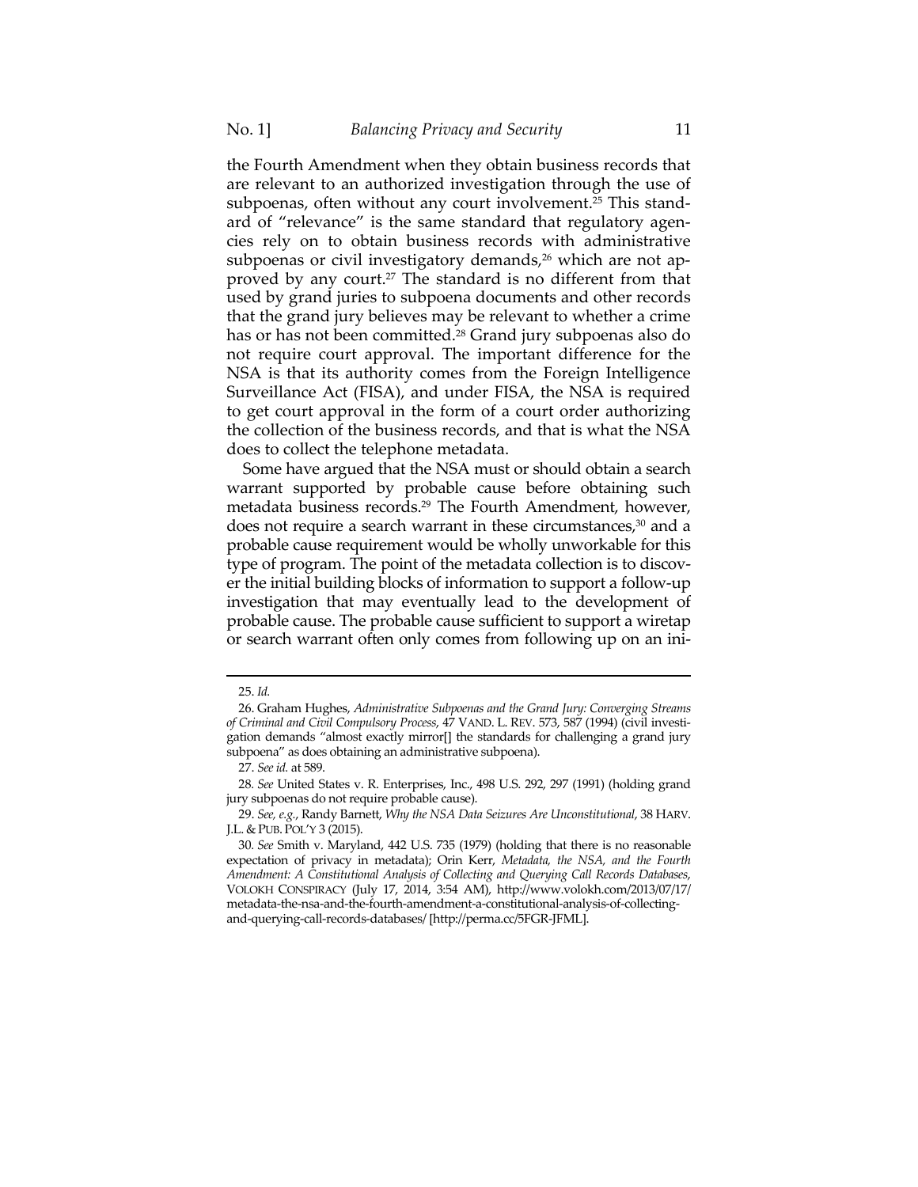the Fourth Amendment when they obtain business records that are relevant to an authorized investigation through the use of subpoenas, often without any court involvement.[25] This standard of "relevance" is the same standard that regulatory agencies rely on to obtain business records with administrative subpoenas or civil investigatory demands,[26] which are not approved by any court.[27] The standard is no different from that used by grand juries to subpoena documents and other records that the grand jury believes may be relevant to whether a crime has or has not been committed.[28] Grand jury subpoenas also do not require court approval. The important difference for the NSA is that its authority comes from the Foreign Intelligence Surveillance Act (FISA), and under FISA, the NSA is required to get court approval in the form of a court order authorizing the collection of the business records, and that is what the NSA does to collect the telephone metadata.

Some have argued that the NSA must or should obtain a search warrant supported by probable cause before obtaining such metadata business records.[29] The Fourth Amendment, however, does not require a search warrant in these circumstances,[30] and a probable cause requirement would be wholly unworkable for this type of program. The point of the metadata collection is to discover the initial building blocks of information to support a follow-up investigation that may eventually lead to the development of probable cause. The probable cause sufficient to support a wiretap or search warrant often only comes from following up on an ini-

---

25. *Id.*

26. Graham Hughes, *Administrative Subpoenas and the Grand Jury: Converging Streams of Criminal and Civil Compulsory Process*, 47 VAND. L. REV. 573, 587 (1994) (civil investigation demands "almost exactly mirror[] the standards for challenging a grand jury subpoena" as does obtaining an administrative subpoena).

27. *See id.* at 589.

28. *See* United States v. R. Enterprises, Inc., 498 U.S. 292, 297 (1991) (holding grand jury subpoenas do not require probable cause).

29. *See, e.g.*, Randy Barnett, *Why the NSA Data Seizures Are Unconstitutional*, 38 HARV. J.L. & PUB. POL'Y 3 (2015).

30. *See* Smith v. Maryland, 442 U.S. 735 (1979) (holding that there is no reasonable expectation of privacy in metadata); Orin Kerr, *Metadata, the NSA, and the Fourth Amendment: A Constitutional Analysis of Collecting and Querying Call Records Databases*, VOLOKH CONSPIRACY (July 17, 2014, 3:54 AM), http://www.volokh.com/2013/07/17/metadata-the-nsa-and-the-fourth-amendment-a-constitutional-analysis-of-collecting-and-querying-call-records-databases/ [http://perma.cc/5FGR-JFML].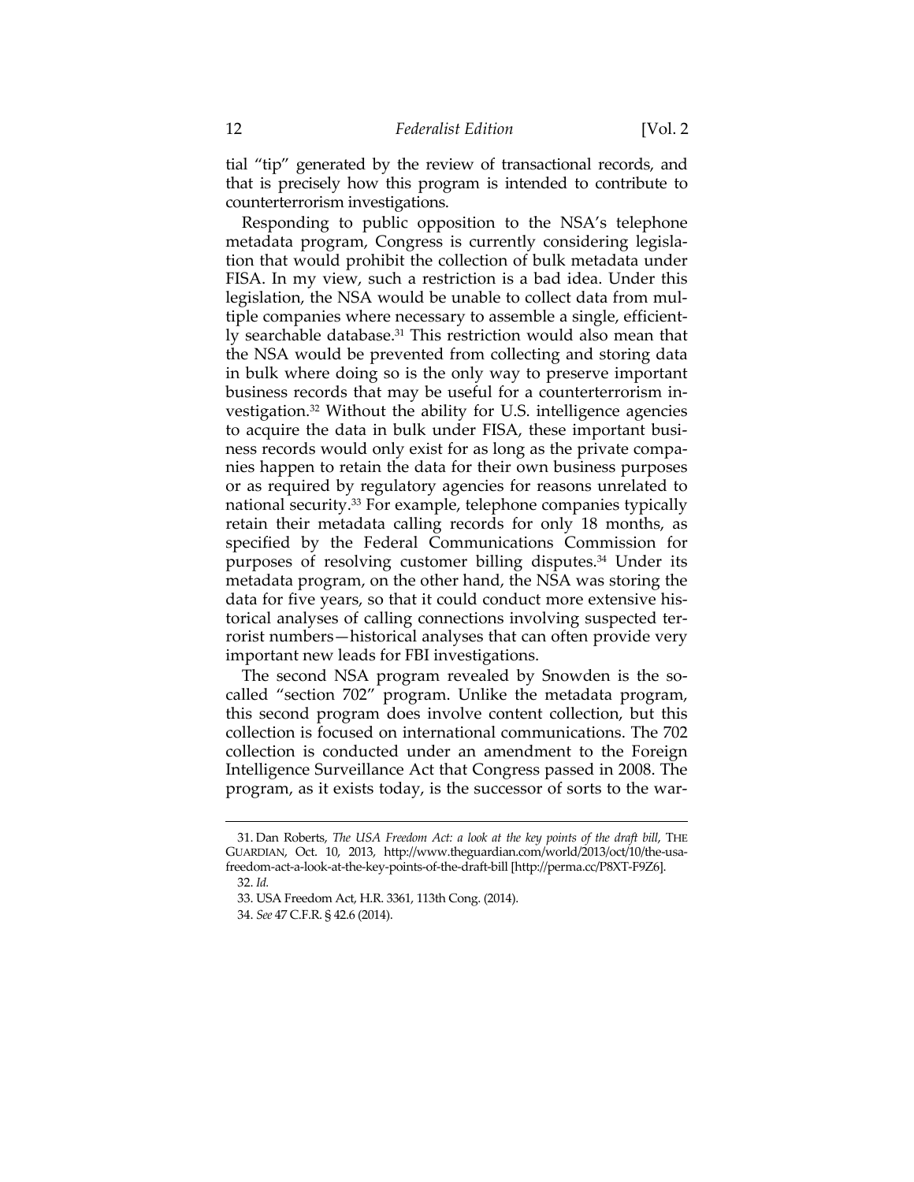tial "tip" generated by the review of transactional records, and that is precisely how this program is intended to contribute to counterterrorism investigations.

Responding to public opposition to the NSA's telephone metadata program, Congress is currently considering legislation that would prohibit the collection of bulk metadata under FISA. In my view, such a restriction is a bad idea. Under this legislation, the NSA would be unable to collect data from multiple companies where necessary to assemble a single, efficiently searchable database.[31] This restriction would also mean that the NSA would be prevented from collecting and storing data in bulk where doing so is the only way to preserve important business records that may be useful for a counterterrorism investigation.[32] Without the ability for U.S. intelligence agencies to acquire the data in bulk under FISA, these important business records would only exist for as long as the private companies happen to retain the data for their own business purposes or as required by regulatory agencies for reasons unrelated to national security.[33] For example, telephone companies typically retain their metadata calling records for only 18 months, as specified by the Federal Communications Commission for purposes of resolving customer billing disputes.[34] Under its metadata program, on the other hand, the NSA was storing the data for five years, so that it could conduct more extensive historical analyses of calling connections involving suspected terrorist numbers—historical analyses that can often provide very important new leads for FBI investigations.

The second NSA program revealed by Snowden is the so-called "section 702" program. Unlike the metadata program, this second program does involve content collection, but this collection is focused on international communications. The 702 collection is conducted under an amendment to the Foreign Intelligence Surveillance Act that Congress passed in 2008. The program, as it exists today, is the successor of sorts to the war-

---

31. Dan Roberts, *The USA Freedom Act: a look at the key points of the draft bill*, THE GUARDIAN, Oct. 10, 2013, http://www.theguardian.com/world/2013/oct/10/the-usa-freedom-act-a-look-at-the-key-points-of-the-draft-bill [http://perma.cc/P8XT-F9Z6].

32. *Id.*

33. USA Freedom Act, H.R. 3361, 113th Cong. (2014).

34. *See* 47 C.F.R. § 42.6 (2014).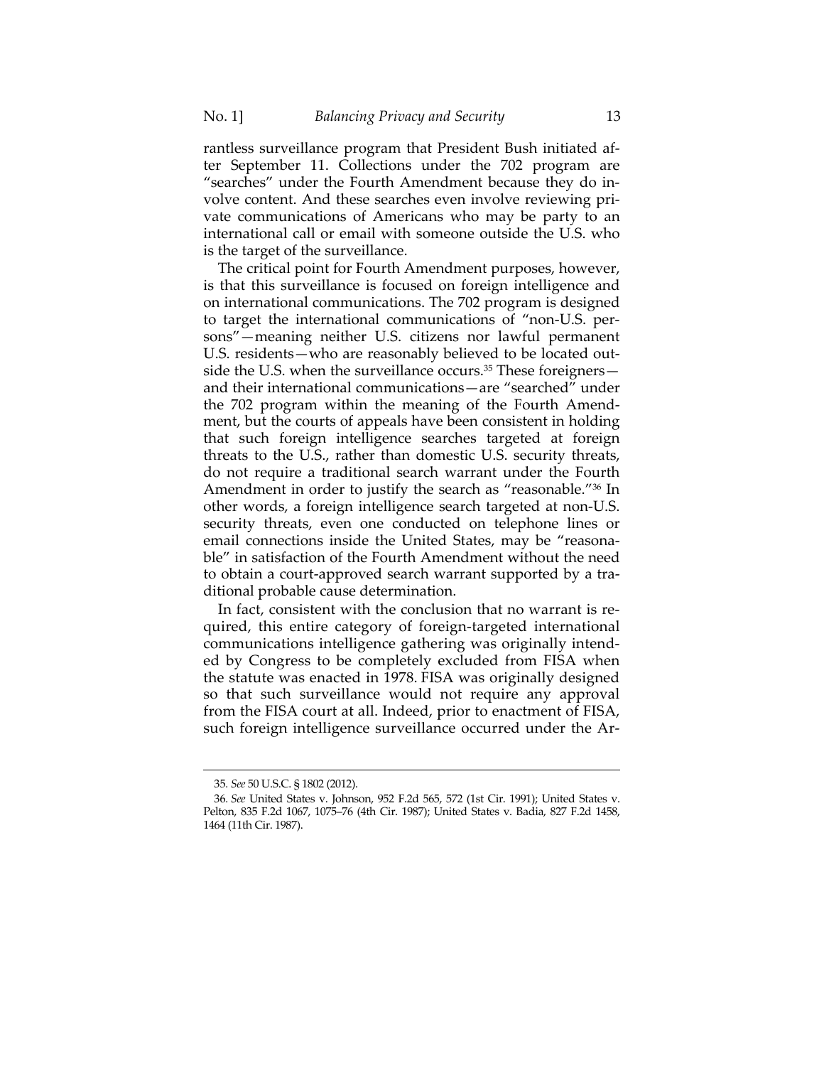rantless surveillance program that President Bush initiated after September 11. Collections under the 702 program are "searches" under the Fourth Amendment because they do involve content. And these searches even involve reviewing private communications of Americans who may be party to an international call or email with someone outside the U.S. who is the target of the surveillance.

The critical point for Fourth Amendment purposes, however, is that this surveillance is focused on foreign intelligence and on international communications. The 702 program is designed to target the international communications of "non-U.S. persons"—meaning neither U.S. citizens nor lawful permanent U.S. residents—who are reasonably believed to be located outside the U.S. when the surveillance occurs.[35] These foreigners—and their international communications—are "searched" under the 702 program within the meaning of the Fourth Amendment, but the courts of appeals have been consistent in holding that such foreign intelligence searches targeted at foreign threats to the U.S., rather than domestic U.S. security threats, do not require a traditional search warrant under the Fourth Amendment in order to justify the search as "reasonable."[36] In other words, a foreign intelligence search targeted at non-U.S. security threats, even one conducted on telephone lines or email connections inside the United States, may be "reasonable" in satisfaction of the Fourth Amendment without the need to obtain a court-approved search warrant supported by a traditional probable cause determination.

In fact, consistent with the conclusion that no warrant is required, this entire category of foreign-targeted international communications intelligence gathering was originally intended by Congress to be completely excluded from FISA when the statute was enacted in 1978. FISA was originally designed so that such surveillance would not require any approval from the FISA court at all. Indeed, prior to enactment of FISA, such foreign intelligence surveillance occurred under the Ar-

---

35. *See* 50 U.S.C. § 1802 (2012).

36. *See* United States v. Johnson, 952 F.2d 565, 572 (1st Cir. 1991); United States v. Pelton, 835 F.2d 1067, 1075–76 (4th Cir. 1987); United States v. Badia, 827 F.2d 1458, 1464 (11th Cir. 1987).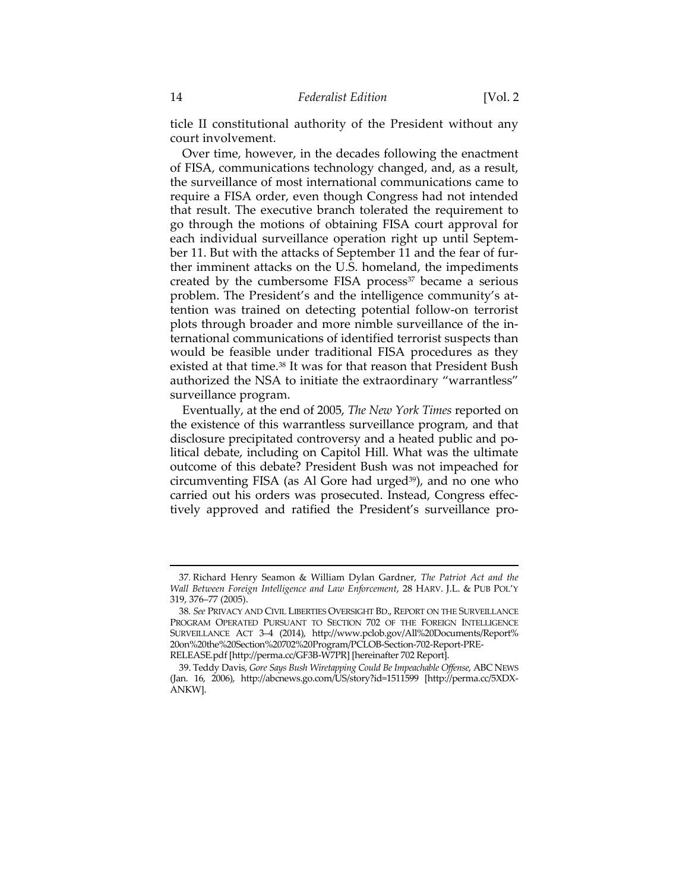ticle II constitutional authority of the President without any court involvement.

Over time, however, in the decades following the enactment of FISA, communications technology changed, and, as a result, the surveillance of most international communications came to require a FISA order, even though Congress had not intended that result. The executive branch tolerated the requirement to go through the motions of obtaining FISA court approval for each individual surveillance operation right up until September 11. But with the attacks of September 11 and the fear of further imminent attacks on the U.S. homeland, the impediments created by the cumbersome FISA process[37] became a serious problem. The President's and the intelligence community's attention was trained on detecting potential follow-on terrorist plots through broader and more nimble surveillance of the international communications of identified terrorist suspects than would be feasible under traditional FISA procedures as they existed at that time.[38] It was for that reason that President Bush authorized the NSA to initiate the extraordinary "warrantless" surveillance program.

Eventually, at the end of 2005, *The New York Times* reported on the existence of this warrantless surveillance program, and that disclosure precipitated controversy and a heated public and political debate, including on Capitol Hill. What was the ultimate outcome of this debate? President Bush was not impeached for circumventing FISA (as Al Gore had urged[39]), and no one who carried out his orders was prosecuted. Instead, Congress effectively approved and ratified the President's surveillance pro-

---

37. Richard Henry Seamon & William Dylan Gardner, *The Patriot Act and the Wall Between Foreign Intelligence and Law Enforcement*, 28 HARV. J.L. & PUB POL'Y 319, 376–77 (2005).

38. *See* PRIVACY AND CIVIL LIBERTIES OVERSIGHT BD., REPORT ON THE SURVEILLANCE PROGRAM OPERATED PURSUANT TO SECTION 702 OF THE FOREIGN INTELLIGENCE SURVEILLANCE ACT 3–4 (2014), http://www.pclob.gov/All%20Documents/Report%20on%20the%20Section%20702%20Program/PCLOB-Section-702-Report-PRE-RELEASE.pdf [http://perma.cc/GF3B-W7PR] [hereinafter 702 Report].

39. Teddy Davis, *Gore Says Bush Wiretapping Could Be Impeachable Offense*, ABC NEWS (Jan. 16, 2006), http://abcnews.go.com/US/story?id=1511599 [http://perma.cc/5XDX-ANKW].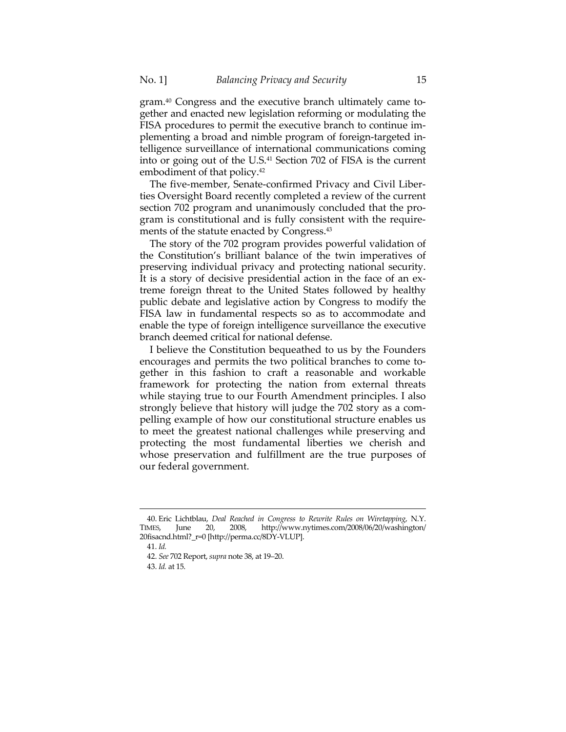gram.[40] Congress and the executive branch ultimately came together and enacted new legislation reforming or modulating the FISA procedures to permit the executive branch to continue implementing a broad and nimble program of foreign-targeted intelligence surveillance of international communications coming into or going out of the U.S.[41] Section 702 of FISA is the current embodiment of that policy.[42]

The five-member, Senate-confirmed Privacy and Civil Liberties Oversight Board recently completed a review of the current section 702 program and unanimously concluded that the program is constitutional and is fully consistent with the requirements of the statute enacted by Congress.[43]

The story of the 702 program provides powerful validation of the Constitution's brilliant balance of the twin imperatives of preserving individual privacy and protecting national security. It is a story of decisive presidential action in the face of an extreme foreign threat to the United States followed by healthy public debate and legislative action by Congress to modify the FISA law in fundamental respects so as to accommodate and enable the type of foreign intelligence surveillance the executive branch deemed critical for national defense.

I believe the Constitution bequeathed to us by the Founders encourages and permits the two political branches to come together in this fashion to craft a reasonable and workable framework for protecting the nation from external threats while staying true to our Fourth Amendment principles. I also strongly believe that history will judge the 702 story as a compelling example of how our constitutional structure enables us to meet the greatest national challenges while preserving and protecting the most fundamental liberties we cherish and whose preservation and fulfillment are the true purposes of our federal government.

---

40. Eric Lichtblau, *Deal Reached in Congress to Rewrite Rules on Wiretapping*, N.Y. TIMES, June 20, 2008, http://www.nytimes.com/2008/06/20/washington/20fisacnd.html?_r=0 [http://perma.cc/8DY-VLUP].

41. *Id.*

42. *See* 702 Report, *supra* note 38, at 19–20.

43. *Id.* at 15.